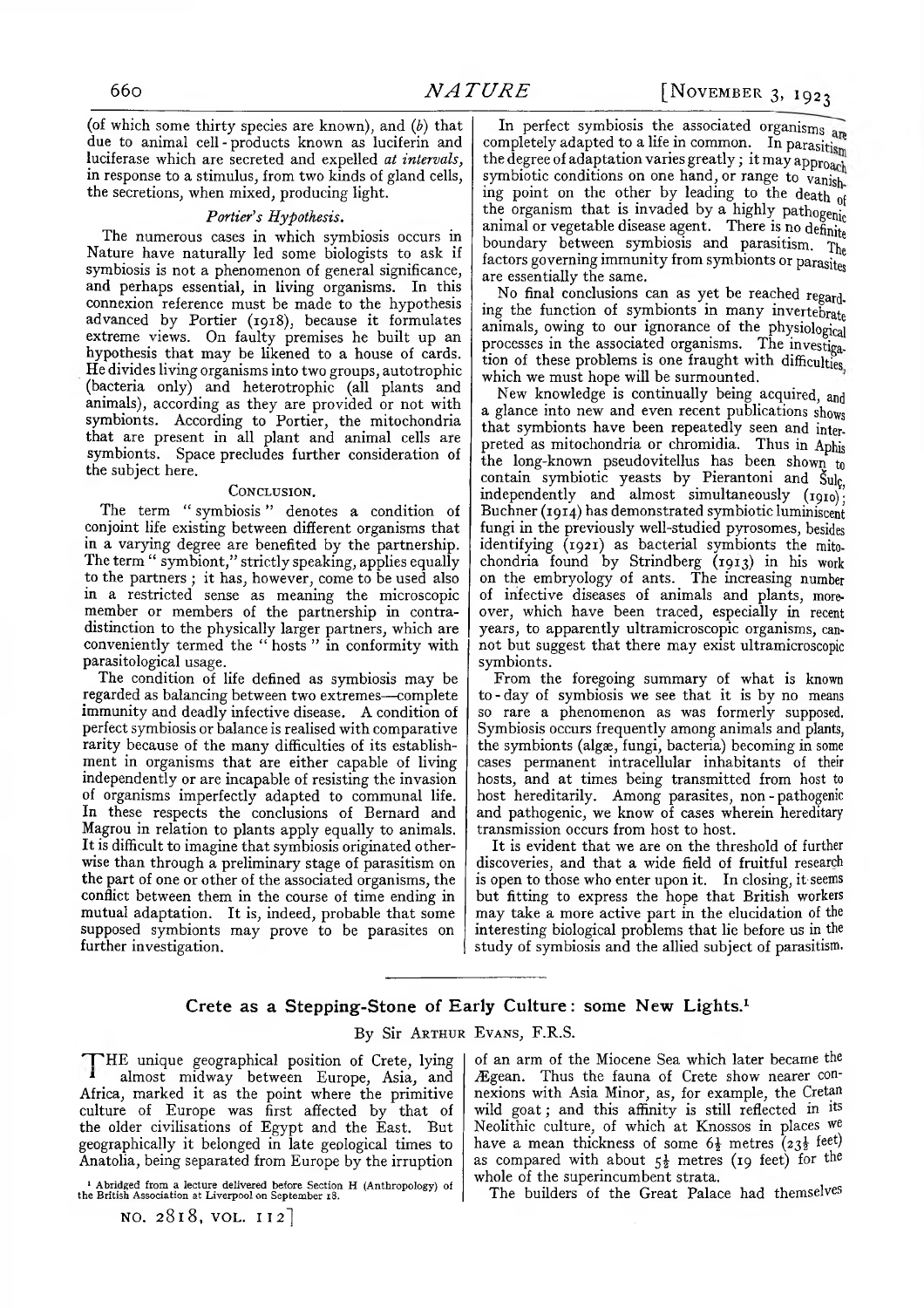(of which some thirty species are known), and (*b*) that due to animal cell-products known as luciferin and luciferase which are secreted and expelled *at intervals*, in response to a stimulus, from two kinds of gland cells, the secretions, when mixed, producing light.

### *Portier's Hypothesis.*

The numerous cases in which symbiosis occurs in Nature have naturally led some biologists to ask if symbiosis is not a phenomenon of general significance, and perhaps essential, in living organisms. In this connexion reference must be made to the hypothesis advanced by Portier (1918), because it formulates extreme views. On faulty premises he built up an hypothesis that may be likened to a house of cards. He divides living organisms into two groups, autotrophic (bacteria only) and heterotrophic (all plants and animals), according as they are provided or not with symbionts. According to Portier, the mitochondria that are present in all plant and animal cells are symbionts. Space precludes further consideration of the subject here.

### Conclusion.

The term "symbiosis" denotes a condition of conjoint life existing between different organisms that in a varying degree are benefited by the partnership. The term "symbiont," strictly speaking, applies equally to the partners; it has, however, come to be used also in a restricted sense as meaning the microscopic member or members of the partnership in contra-distinction to the physically larger partners, which are conveniently termed the "hosts" in conformity with parasitological usage.

The condition of life defined as symbiosis may be regarded as balancing between two extremes—complete immunity and deadly infective disease. A condition of perfect symbiosis or balance is realised with comparative rarity because of the many difficulties of its establishment in organisms that are either capable of living independently or are incapable of resisting the invasion of organisms imperfectly adapted to communal life. In these respects the conclusions of Bernard and Magrou in relation to plants apply equally to animals. It is difficult to imagine that symbiosis originated otherwise than through a preliminary stage of parasitism on the part of one or other of the associated organisms, the conflict between them in the course of time ending in mutual adaptation. It is, indeed, probable that some supposed symbionts may prove to be parasites on further investigation.

In perfect symbiosis the associated organisms are completely adapted to a life in common. In parasitism the degree of adaptation varies greatly; it may approach symbiotic conditions on one hand, or range to vanishing point on the other by leading to the death of the organism that is invaded by a highly pathogenic animal or vegetable disease agent. There is no definite boundary between symbiosis and parasitism. The factors governing immunity from symbionts or parasites are essentially the same.

No final conclusions can as yet be reached regarding the function of symbionts in many invertebrate animals, owing to our ignorance of the physiological processes in the associated organisms. The investigation of these problems is one fraught with difficulties, which we must hope will be surmounted.

New knowledge is continually being acquired, and a glance into new and even recent publications shows that symbionts have been repeatedly seen and interpreted as mitochondria or chromidia. Thus in Aphis the long-known pseudovitellus has been shown to contain symbiotic yeasts by Pierantoni and Šulc, independently and almost simultaneously (1910); Buchner (1914) has demonstrated symbiotic luminiscent fungi in the previously well-studied pyrosomes, besides identifying (1921) as bacterial symbionts the mitochondria found by Strindberg (1913) in his work on the embryology of ants. The increasing number of infective diseases of animals and plants, moreover, which have been traced, especially in recent years, to apparently ultramicroscopic organisms, cannot but suggest that there may exist ultramicroscopic symbionts.

From the foregoing summary of what is known to-day of symbiosis we see that it is by no means so rare a phenomenon as was formerly supposed. Symbiosis occurs frequently among animals and plants, the symbionts (algæ, fungi, bacteria) becoming in some cases permanent intracellular inhabitants of their hosts, and at times being transmitted from host to host hereditarily. Among parasites, non-pathogenic and pathogenic, we know of cases wherein hereditary transmission occurs from host to host.

It is evident that we are on the threshold of further discoveries, and that a wide field of fruitful research is open to those who enter upon it. In closing, it seems but fitting to express the hope that British workers may take a more active part in the elucidation of the interesting biological problems that lie before us in the study of symbiosis and the allied subject of parasitism.

---

## Crete as a Stepping-Stone of Early Culture: some New Lights.[1]

By Sir Arthur Evans, F.R.S.

The unique geographical position of Crete, lying almost midway between Europe, Asia, and Africa, marked it as the point where the primitive culture of Europe was first affected by that of the older civilisations of Egypt and the East. But geographically it belonged in late geological times to Anatolia, being separated from Europe by the irruption of an arm of the Miocene Sea which later became the Ægean. Thus the fauna of Crete show nearer connexions with Asia Minor, as, for example, the Cretan wild goat; and this affinity is still reflected in its Neolithic culture, of which at Knossos in places we have a mean thickness of some 6½ metres (23½ feet) as compared with about 5½ metres (19 feet) for the whole of the superincumbent strata.

The builders of the Great Palace had themselves

[1] Abridged from a lecture delivered before Section H (Anthropology) of the British Association at Liverpool on September 18.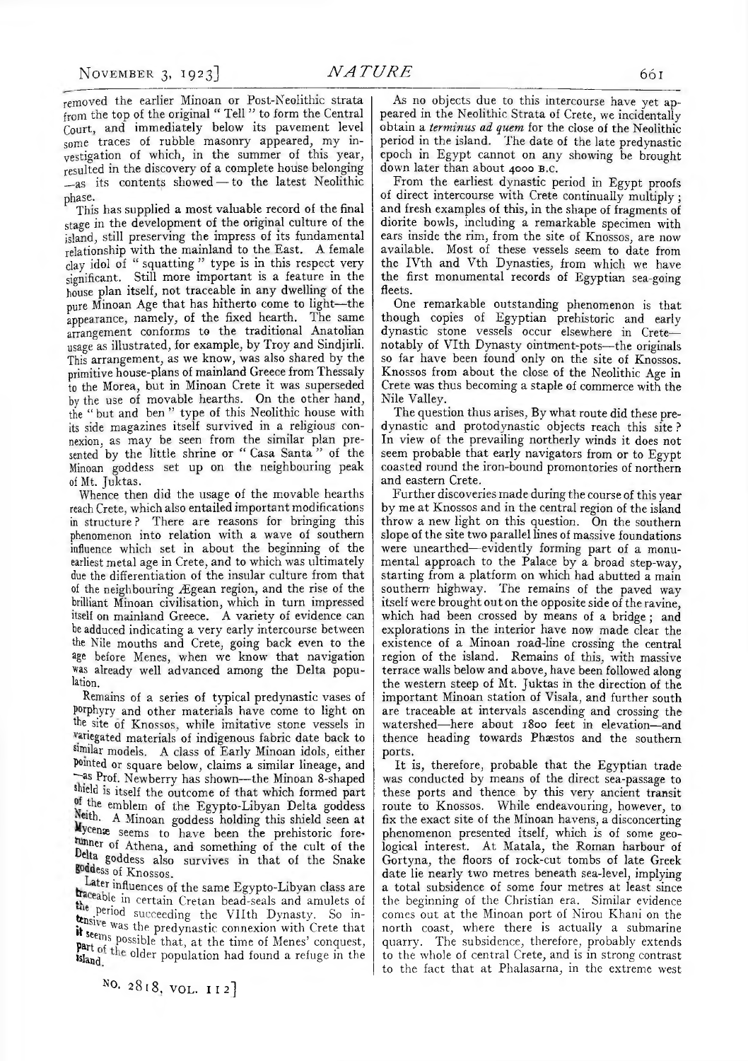removed the earlier Minoan or Post-Neolithic strata from the top of the original "Tell" to form the Central Court, and immediately below its pavement level some traces of rubble masonry appeared, my investigation of which, in the summer of this year, resulted in the discovery of a complete house belonging —as its contents showed — to the latest Neolithic phase.

This has supplied a most valuable record of the final stage in the development of the original culture of the island, still preserving the impress of its fundamental relationship with the mainland to the East. A female clay idol of "squatting" type is in this respect very significant. Still more important is a feature in the house plan itself, not traceable in any dwelling of the pure Minoan Age that has hitherto come to light—the appearance, namely, of the fixed hearth. The same arrangement conforms to the traditional Anatolian usage as illustrated, for example, by Troy and Sindjirli. This arrangement, as we know, was also shared by the primitive house-plans of mainland Greece from Thessaly to the Morea, but in Minoan Crete it was superseded by the use of movable hearths. On the other hand, the "but and ben" type of this Neolithic house with its side magazines itself survived in a religious connexion, as may be seen from the similar plan presented by the little shrine or "Casa Santa" of the Minoan goddess set up on the neighbouring peak of Mt. Juktas.

Whence then did the usage of the movable hearths reach Crete, which also entailed important modifications in structure? There are reasons for bringing this phenomenon into relation with a wave of southern influence which set in about the beginning of the earliest metal age in Crete, and to which was ultimately due the differentiation of the insular culture from that of the neighbouring Ægean region, and the rise of the brilliant Minoan civilisation, which in turn impressed itself on mainland Greece. A variety of evidence can be adduced indicating a very early intercourse between the Nile mouths and Crete, going back even to the age before Menes, when we know that navigation was already well advanced among the Delta population.

Remains of a series of typical predynastic vases of porphyry and other materials have come to light on the site of Knossos, while imitative stone vessels in variegated materials of indigenous fabric date back to similar models. A class of Early Minoan idols, either pointed or square below, claims a similar lineage, and —as Prof. Newberry has shown—the Minoan 8-shaped shield is itself the outcome of that which formed part of the emblem of the Egypto-Libyan Delta goddess Neith. A Minoan goddess holding this shield seen at Mycenæ seems to have been the prehistoric forerunner of Athena, and something of the cult of the Delta goddess also survives in that of the Snake goddess of Knossos.

Later influences of the same Egypto-Libyan class are traceable in certain Cretan bead-seals and amulets of the period succeeding the VIIth Dynasty. So intensive was the predynastic connexion with Crete that it seems possible that, at the time of Menes' conquest, part of the older population had found a refuge in the island.

As no objects due to this intercourse have yet appeared in the Neolithic Strata of Crete, we incidentally obtain a *terminus ad quem* for the close of the Neolithic period in the island. The date of the late predynastic epoch in Egypt cannot on any showing be brought down later than about 4000 B.C.

From the earliest dynastic period in Egypt proofs of direct intercourse with Crete continually multiply; and fresh examples of this, in the shape of fragments of diorite bowls, including a remarkable specimen with ears inside the rim, from the site of Knossos, are now available. Most of these vessels seem to date from the IVth and Vth Dynasties, from which we have the first monumental records of Egyptian sea-going fleets.

One remarkable outstanding phenomenon is that though copies of Egyptian prehistoric and early dynastic stone vessels occur elsewhere in Crete—notably of VIth Dynasty ointment-pots—the originals so far have been found only on the site of Knossos. Knossos from about the close of the Neolithic Age in Crete was thus becoming a staple of commerce with the Nile Valley.

The question thus arises, By what route did these predynastic and protodynastic objects reach this site? In view of the prevailing northerly winds it does not seem probable that early navigators from or to Egypt coasted round the iron-bound promontories of northern and eastern Crete.

Further discoveries made during the course of this year by me at Knossos and in the central region of the island throw a new light on this question. On the southern slope of the site two parallel lines of massive foundations were unearthed—evidently forming part of a monumental approach to the Palace by a broad step-way, starting from a platform on which had abutted a main southern highway. The remains of the paved way itself were brought out on the opposite side of the ravine, which had been crossed by means of a bridge; and explorations in the interior have now made clear the existence of a Minoan road-line crossing the central region of the island. Remains of this, with massive terrace walls below and above, have been followed along the western steep of Mt. Juktas in the direction of the important Minoan station of Visala, and further south are traceable at intervals ascending and crossing the watershed—here about 1800 feet in elevation—and thence heading towards Phæstos and the southern ports.

It is, therefore, probable that the Egyptian trade was conducted by means of the direct sea-passage to these ports and thence by this very ancient transit route to Knossos. While endeavouring, however, to fix the exact site of the Minoan havens, a disconcerting phenomenon presented itself, which is of some geological interest. At Matala, the Roman harbour of Gortyna, the floors of rock-cut tombs of late Greek date lie nearly two metres beneath sea-level, implying a total subsidence of some four metres at least since the beginning of the Christian era. Similar evidence comes out at the Minoan port of Nirou Khani on the north coast, where there is actually a submarine quarry. The subsidence, therefore, probably extends to the whole of central Crete, and is in strong contrast to the fact that at Phalasarna, in the extreme west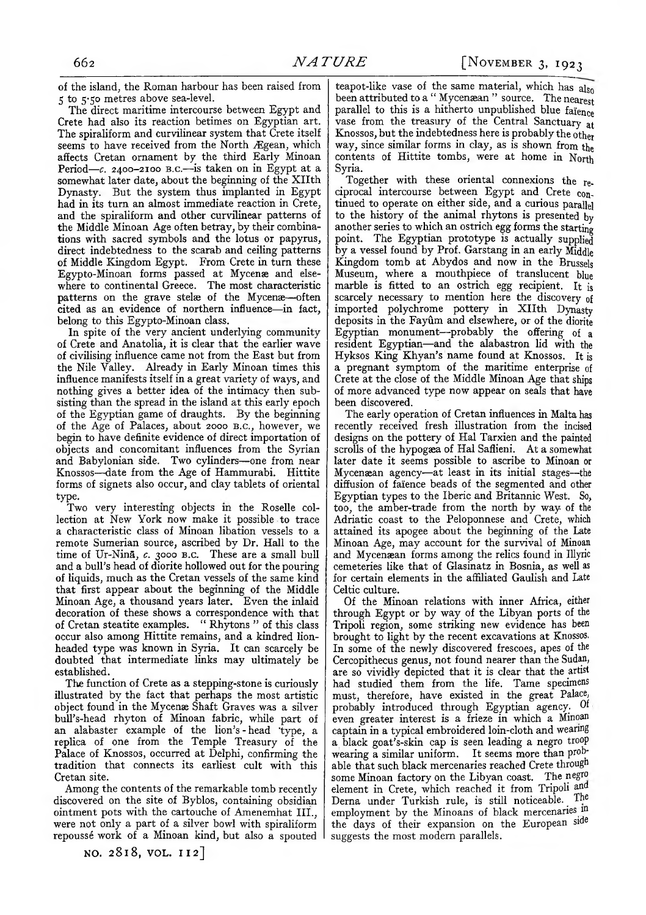of the island, the Roman harbour has been raised from 5 to 5·50 metres above sea-level.

The direct maritime intercourse between Egypt and Crete had also its reaction betimes on Egyptian art. The spiraliform and curvilinear system that Crete itself seems to have received from the North Ægean, which affects Cretan ornament by the third Early Minoan Period—*c.* 2400–2100 B.C.—is taken on in Egypt at a somewhat later date, about the beginning of the XIIth Dynasty. But the system thus implanted in Egypt had in its turn an almost immediate reaction in Crete, and the spiraliform and other curvilinear patterns of the Middle Minoan Age often betray, by their combinations with sacred symbols and the lotus or papyrus, direct indebtedness to the scarab and ceiling patterns of Middle Kingdom Egypt. From Crete in turn these Egypto-Minoan forms passed at Mycenæ and elsewhere to continental Greece. The most characteristic patterns on the grave stelæ of the Mycenæ—often cited as an evidence of northern influence—in fact, belong to this Egypto-Minoan class.

In spite of the very ancient underlying community of Crete and Anatolia, it is clear that the earlier wave of civilising influence came not from the East but from the Nile Valley. Already in Early Minoan times this influence manifests itself in a great variety of ways, and nothing gives a better idea of the intimacy then subsisting than the spread in the island at this early epoch of the Egyptian game of draughts. By the beginning of the Age of Palaces, about 2000 B.C., however, we begin to have definite evidence of direct importation of objects and concomitant influences from the Syrian and Babylonian side. Two cylinders—one from near Knossos—date from the Age of Hammurabi. Hittite forms of signets also occur, and clay tablets of oriental type.

Two very interesting objects in the Roselle collection at New York now make it possible to trace a characteristic class of Minoan libation vessels to a remote Sumerian source, ascribed by Dr. Hall to the time of Ur-Ninā, *c.* 3000 B.C. These are a small bull and a bull's head of diorite hollowed out for the pouring of liquids, much as the Cretan vessels of the same kind that first appear about the beginning of the Middle Minoan Age, a thousand years later. Even the inlaid decoration of these shows a correspondence with that of Cretan steatite examples. "Rhytons" of this class occur also among Hittite remains, and a kindred lion-headed type was known in Syria. It can scarcely be doubted that intermediate links may ultimately be established.

The function of Crete as a stepping-stone is curiously illustrated by the fact that perhaps the most artistic object found in the Mycenæ Shaft Graves was a silver bull's-head rhyton of Minoan fabric, while part of an alabaster example of the lion's-head type, a replica of one from the Temple Treasury of the Palace of Knossos, occurred at Delphi, confirming the tradition that connects its earliest cult with this Cretan site.

Among the contents of the remarkable tomb recently discovered on the site of Byblos, containing obsidian ointment pots with the cartouche of Amenemhat III., were not only a part of a silver bowl with spiraliform repoussé work of a Minoan kind, but also a spouted teapot-like vase of the same material, which has also been attributed to a "Mycenæan" source. The nearest parallel to this is a hitherto unpublished blue faïence vase from the treasury of the Central Sanctuary at Knossos, but the indebtedness here is probably the other way, since similar forms in clay, as is shown from the contents of Hittite tombs, were at home in North Syria.

Together with these oriental connexions the reciprocal intercourse between Egypt and Crete continued to operate on either side, and a curious parallel to the history of the animal rhytons is presented by another series to which an ostrich egg forms the starting point. The Egyptian prototype is actually supplied by a vessel found by Prof. Garstang in an early Middle Kingdom tomb at Abydos and now in the Brussels Museum, where a mouthpiece of translucent blue marble is fitted to an ostrich egg recipient. It is scarcely necessary to mention here the discovery of imported polychrome pottery in XIIth Dynasty deposits in the Fayûm and elsewhere, or of the diorite Egyptian monument—probably the offering of a resident Egyptian—and the alabastron lid with the Hyksos King Khyan's name found at Knossos. It is a pregnant symptom of the maritime enterprise of Crete at the close of the Middle Minoan Age that ships of more advanced type now appear on seals that have been discovered.

The early operation of Cretan influences in Malta has recently received fresh illustration from the incised designs on the pottery of Hal Tarxien and the painted scrolls of the hypogæa of Hal Saflieni. At a somewhat later date it seems possible to ascribe to Minoan or Mycenæan agency—at least in its initial stages—the diffusion of faïence beads of the segmented and other Egyptian types to the Iberic and Britannic West. So, too, the amber-trade from the north by way of the Adriatic coast to the Peloponnese and Crete, which attained its apogee about the beginning of the Late Minoan Age, may account for the survival of Minoan and Mycenæan forms among the relics found in Illyric cemeteries like that of Glasinatz in Bosnia, as well as for certain elements in the affiliated Gaulish and Late Celtic culture.

Of the Minoan relations with inner Africa, either through Egypt or by way of the Libyan ports of the Tripoli region, some striking new evidence has been brought to light by the recent excavations at Knossos. In some of the newly discovered frescoes, apes of the Cercopithecus genus, not found nearer than the Sudan, are so vividly depicted that it is clear that the artist had studied them from the life. Tame specimens must, therefore, have existed in the great Palace, probably introduced through Egyptian agency. Of even greater interest is a frieze in which a Minoan captain in a typical embroidered loin-cloth and wearing a black goat's-skin cap is seen leading a negro troop wearing a similar uniform. It seems more than probable that such black mercenaries reached Crete through some Minoan factory on the Libyan coast. The negro element in Crete, which reached it from Tripoli and Derna under Turkish rule, is still noticeable. The employment by the Minoans of black mercenaries in the days of their expansion on the European side suggests the most modern parallels.